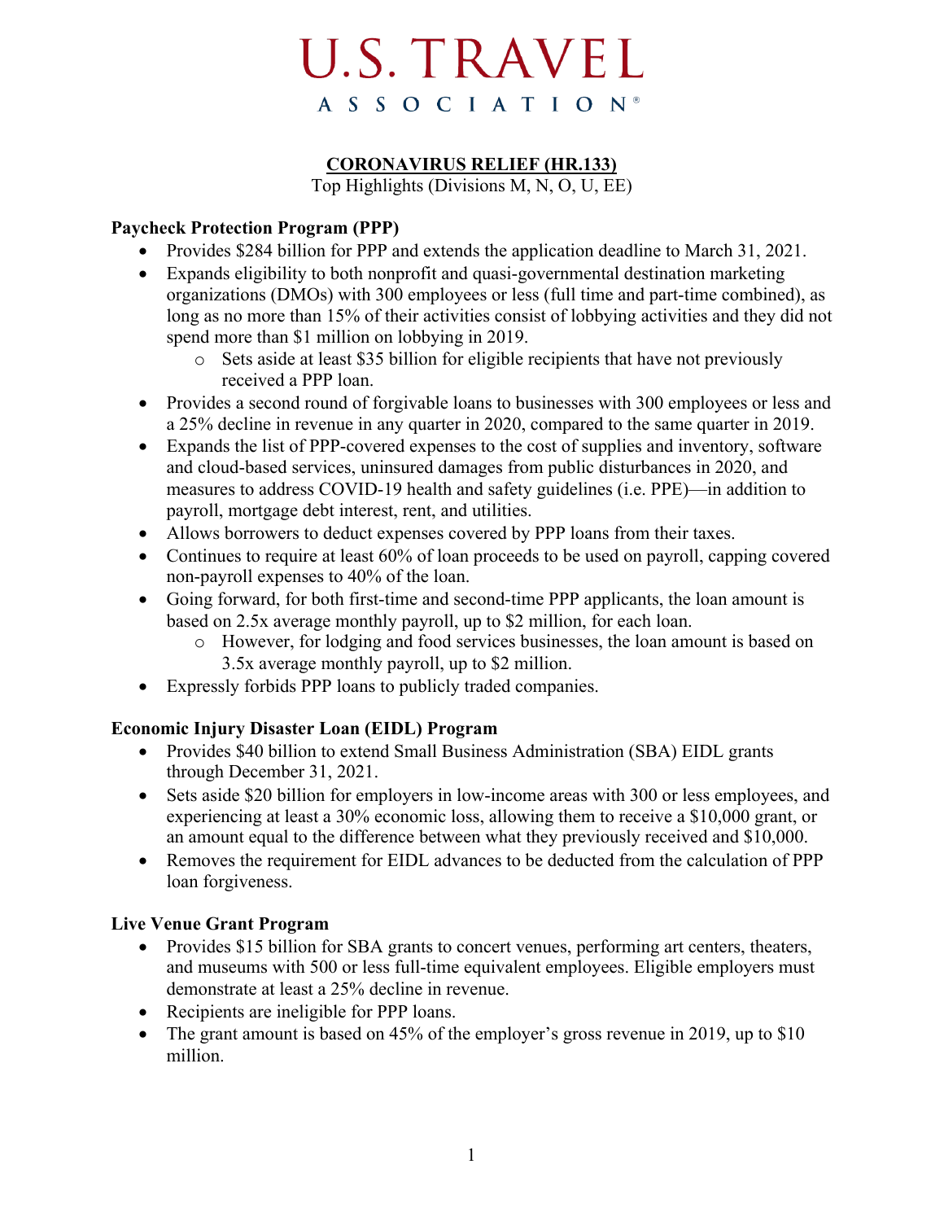# U.S. TRAVEL ASSOCIATION

## CORONAVIRUS RELIEF (HR.133)

Top Highlights (Divisions M, N, O, U, EE)

### Paycheck Protection Program (PPP)

- Provides $284 billion for PPP and extends the application deadline to March 31, 2021.
- Expands eligibility to both nonprofit and quasi-governmental destination marketing organizations (DMOs) with 300 employees or less (full time and part-time combined), as long as no more than 15% of their activities consist of lobbying activities and they did not spend more than $1 million on lobbying in 2019.
  - Sets aside at least $35 billion for eligible recipients that have not previously received a PPP loan.
- Provides a second round of forgivable loans to businesses with 300 employees or less and a 25% decline in revenue in any quarter in 2020, compared to the same quarter in 2019.
- Expands the list of PPP-covered expenses to the cost of supplies and inventory, software and cloud-based services, uninsured damages from public disturbances in 2020, and measures to address COVID-19 health and safety guidelines (i.e. PPE)—in addition to payroll, mortgage debt interest, rent, and utilities.
- Allows borrowers to deduct expenses covered by PPP loans from their taxes.
- Continues to require at least 60% of loan proceeds to be used on payroll, capping covered non-payroll expenses to 40% of the loan.
- Going forward, for both first-time and second-time PPP applicants, the loan amount is based on 2.5x average monthly payroll, up to $2 million, for each loan.
  - However, for lodging and food services businesses, the loan amount is based on 3.5x average monthly payroll, up to $2 million.
- Expressly forbids PPP loans to publicly traded companies.

### Economic Injury Disaster Loan (EIDL) Program

- Provides $40 billion to extend Small Business Administration (SBA) EIDL grants through December 31, 2021.
- Sets aside $20 billion for employers in low-income areas with 300 or less employees, and experiencing at least a 30% economic loss, allowing them to receive a $10,000 grant, or an amount equal to the difference between what they previously received and $10,000.
- Removes the requirement for EIDL advances to be deducted from the calculation of PPP loan forgiveness.

### Live Venue Grant Program

- Provides $15 billion for SBA grants to concert venues, performing art centers, theaters, and museums with 500 or less full-time equivalent employees. Eligible employers must demonstrate at least a 25% decline in revenue.
- Recipients are ineligible for PPP loans.
- The grant amount is based on 45% of the employer's gross revenue in 2019, up to $10 million.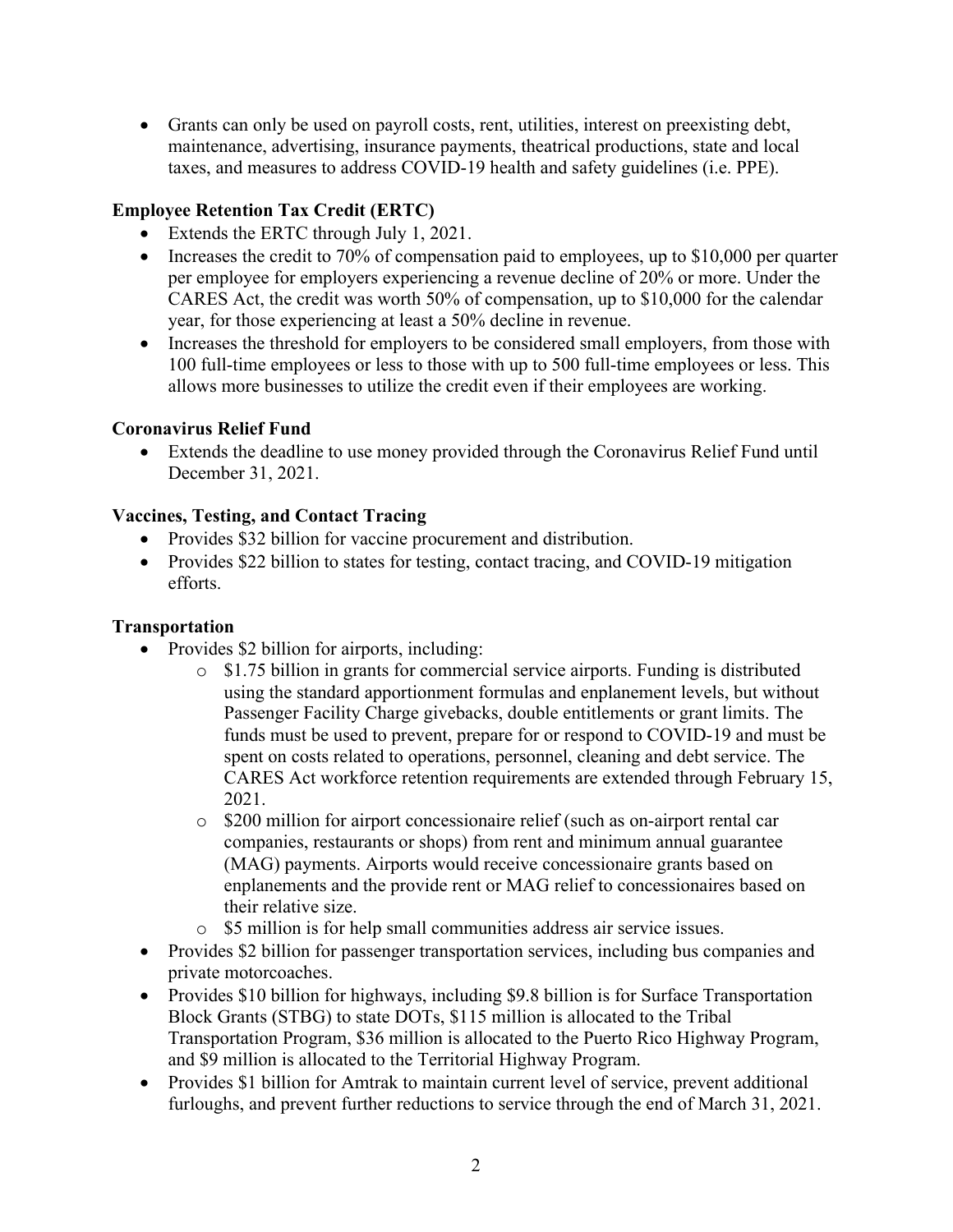- Grants can only be used on payroll costs, rent, utilities, interest on preexisting debt, maintenance, advertising, insurance payments, theatrical productions, state and local taxes, and measures to address COVID-19 health and safety guidelines (i.e. PPE).

**Employee Retention Tax Credit (ERTC)**

- Extends the ERTC through July 1, 2021.
- Increases the credit to 70% of compensation paid to employees, up to $10,000 per quarter per employee for employers experiencing a revenue decline of 20% or more. Under the CARES Act, the credit was worth 50% of compensation, up to $10,000 for the calendar year, for those experiencing at least a 50% decline in revenue.
- Increases the threshold for employers to be considered small employers, from those with 100 full-time employees or less to those with up to 500 full-time employees or less. This allows more businesses to utilize the credit even if their employees are working.

**Coronavirus Relief Fund**

- Extends the deadline to use money provided through the Coronavirus Relief Fund until December 31, 2021.

**Vaccines, Testing, and Contact Tracing**

- Provides $32 billion for vaccine procurement and distribution.
- Provides $22 billion to states for testing, contact tracing, and COVID-19 mitigation efforts.

**Transportation**

- Provides $2 billion for airports, including:
  - $1.75 billion in grants for commercial service airports. Funding is distributed using the standard apportionment formulas and enplanement levels, but without Passenger Facility Charge givebacks, double entitlements or grant limits. The funds must be used to prevent, prepare for or respond to COVID-19 and must be spent on costs related to operations, personnel, cleaning and debt service. The CARES Act workforce retention requirements are extended through February 15, 2021.
  - $200 million for airport concessionaire relief (such as on-airport rental car companies, restaurants or shops) from rent and minimum annual guarantee (MAG) payments. Airports would receive concessionaire grants based on enplanements and the provide rent or MAG relief to concessionaires based on their relative size.
  - $5 million is for help small communities address air service issues.
- Provides $2 billion for passenger transportation services, including bus companies and private motorcoaches.
- Provides $10 billion for highways, including $9.8 billion is for Surface Transportation Block Grants (STBG) to state DOTs, $115 million is allocated to the Tribal Transportation Program, $36 million is allocated to the Puerto Rico Highway Program, and $9 million is allocated to the Territorial Highway Program.
- Provides $1 billion for Amtrak to maintain current level of service, prevent additional furloughs, and prevent further reductions to service through the end of March 31, 2021.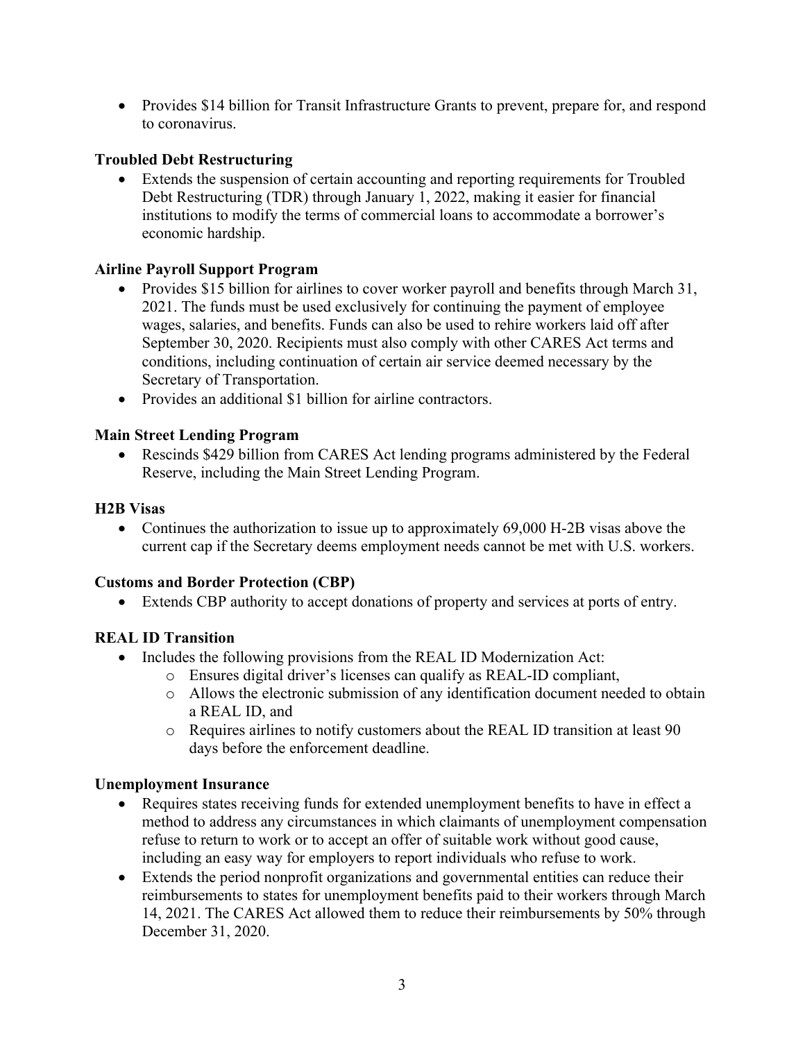- Provides $14 billion for Transit Infrastructure Grants to prevent, prepare for, and respond to coronavirus.

**Troubled Debt Restructuring**

- Extends the suspension of certain accounting and reporting requirements for Troubled Debt Restructuring (TDR) through January 1, 2022, making it easier for financial institutions to modify the terms of commercial loans to accommodate a borrower's economic hardship.

**Airline Payroll Support Program**

- Provides $15 billion for airlines to cover worker payroll and benefits through March 31, 2021. The funds must be used exclusively for continuing the payment of employee wages, salaries, and benefits. Funds can also be used to rehire workers laid off after September 30, 2020. Recipients must also comply with other CARES Act terms and conditions, including continuation of certain air service deemed necessary by the Secretary of Transportation.
- Provides an additional $1 billion for airline contractors.

**Main Street Lending Program**

- Rescinds $429 billion from CARES Act lending programs administered by the Federal Reserve, including the Main Street Lending Program.

**H2B Visas**

- Continues the authorization to issue up to approximately 69,000 H-2B visas above the current cap if the Secretary deems employment needs cannot be met with U.S. workers.

**Customs and Border Protection (CBP)**

- Extends CBP authority to accept donations of property and services at ports of entry.

**REAL ID Transition**

- Includes the following provisions from the REAL ID Modernization Act:
  - Ensures digital driver's licenses can qualify as REAL-ID compliant,
  - Allows the electronic submission of any identification document needed to obtain a REAL ID, and
  - Requires airlines to notify customers about the REAL ID transition at least 90 days before the enforcement deadline.

**Unemployment Insurance**

- Requires states receiving funds for extended unemployment benefits to have in effect a method to address any circumstances in which claimants of unemployment compensation refuse to return to work or to accept an offer of suitable work without good cause, including an easy way for employers to report individuals who refuse to work.
- Extends the period nonprofit organizations and governmental entities can reduce their reimbursements to states for unemployment benefits paid to their workers through March 14, 2021. The CARES Act allowed them to reduce their reimbursements by 50% through December 31, 2020.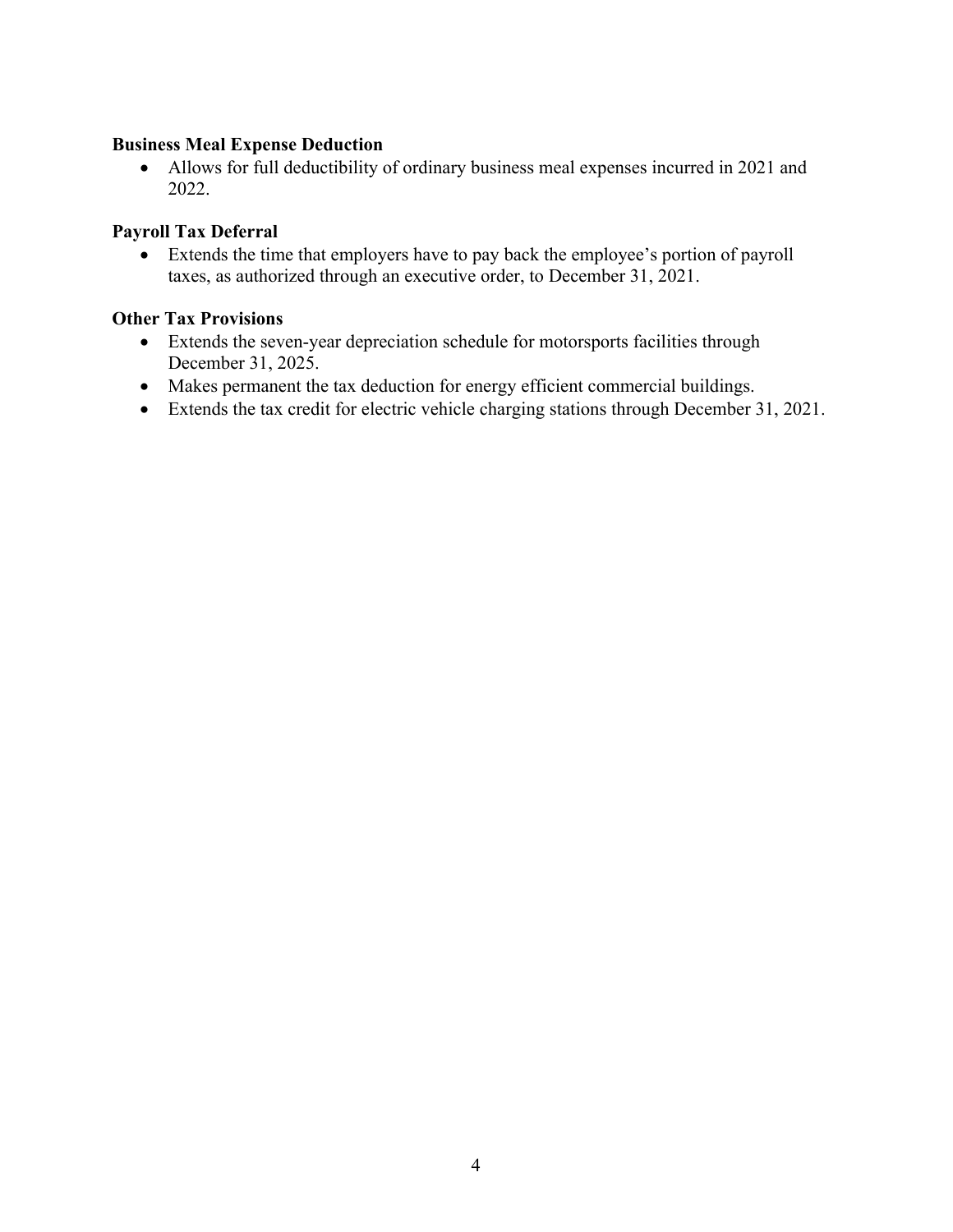**Business Meal Expense Deduction**

- Allows for full deductibility of ordinary business meal expenses incurred in 2021 and 2022.

**Payroll Tax Deferral**

- Extends the time that employers have to pay back the employee's portion of payroll taxes, as authorized through an executive order, to December 31, 2021.

**Other Tax Provisions**

- Extends the seven-year depreciation schedule for motorsports facilities through December 31, 2025.
- Makes permanent the tax deduction for energy efficient commercial buildings.
- Extends the tax credit for electric vehicle charging stations through December 31, 2021.